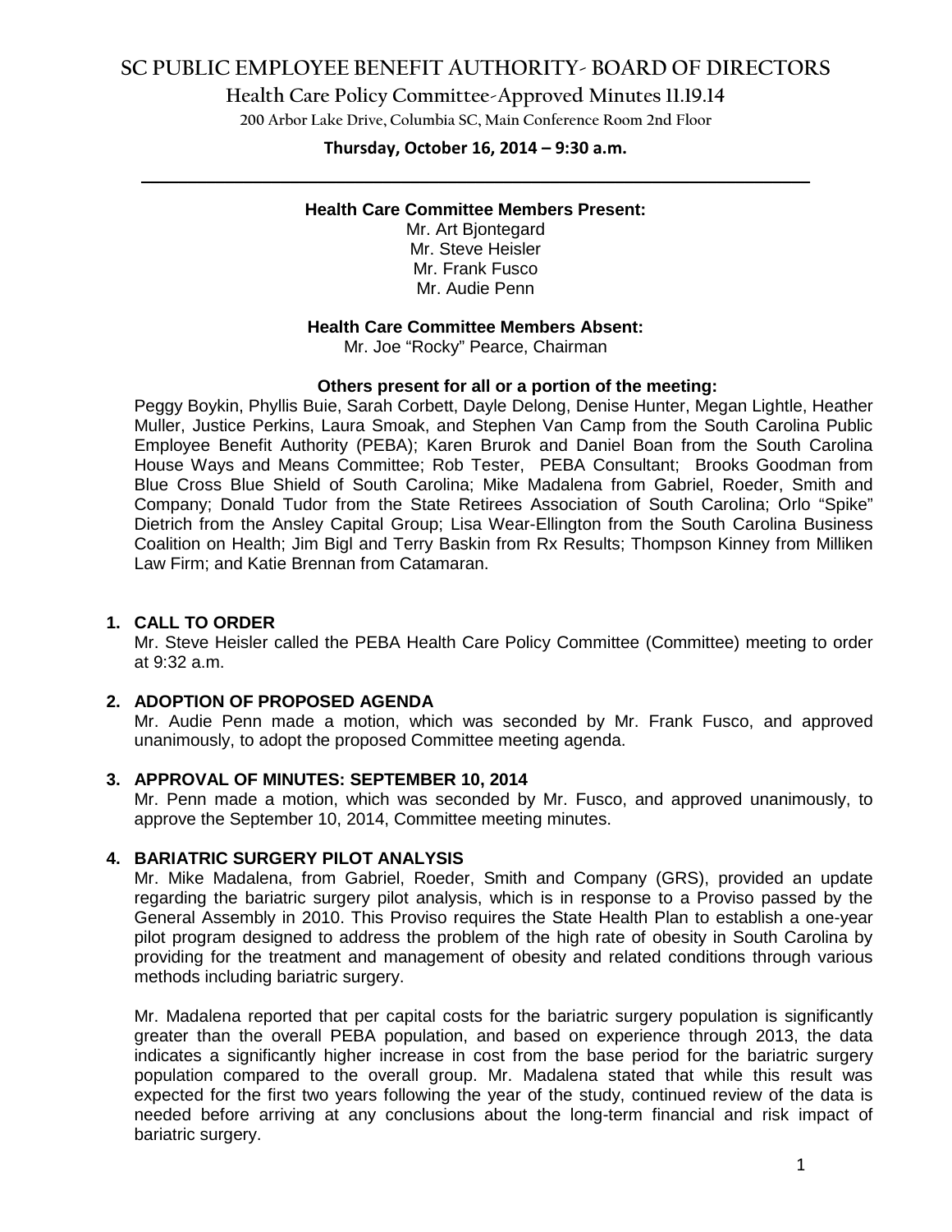# SC PUBLIC EMPLOYEE BENEFIT AUTHORITY- BOARD OF DIRECTORS

## Health Care Policy Committee-Approved Minutes 11.19.14

200 Arbor Lake Drive, Columbia SC, Main Conference Room 2nd Floor

**Thursday, October 16, 2014 – 9:30 a.m.**

---

**Health Care Committee Members Present:**

Mr. Art Bjontegard
Mr. Steve Heisler
Mr. Frank Fusco
Mr. Audie Penn

**Health Care Committee Members Absent:**

Mr. Joe "Rocky" Pearce, Chairman

**Others present for all or a portion of the meeting:**

Peggy Boykin, Phyllis Buie, Sarah Corbett, Dayle Delong, Denise Hunter, Megan Lightle, Heather Muller, Justice Perkins, Laura Smoak, and Stephen Van Camp from the South Carolina Public Employee Benefit Authority (PEBA); Karen Brurok and Daniel Boan from the South Carolina House Ways and Means Committee; Rob Tester, PEBA Consultant; Brooks Goodman from Blue Cross Blue Shield of South Carolina; Mike Madalena from Gabriel, Roeder, Smith and Company; Donald Tudor from the State Retirees Association of South Carolina; Orlo "Spike" Dietrich from the Ansley Capital Group; Lisa Wear-Ellington from the South Carolina Business Coalition on Health; Jim Bigl and Terry Baskin from Rx Results; Thompson Kinney from Milliken Law Firm; and Katie Brennan from Catamaran.

### 1. CALL TO ORDER

Mr. Steve Heisler called the PEBA Health Care Policy Committee (Committee) meeting to order at 9:32 a.m.

### 2. ADOPTION OF PROPOSED AGENDA

Mr. Audie Penn made a motion, which was seconded by Mr. Frank Fusco, and approved unanimously, to adopt the proposed Committee meeting agenda.

### 3. APPROVAL OF MINUTES: SEPTEMBER 10, 2014

Mr. Penn made a motion, which was seconded by Mr. Fusco, and approved unanimously, to approve the September 10, 2014, Committee meeting minutes.

### 4. BARIATRIC SURGERY PILOT ANALYSIS

Mr. Mike Madalena, from Gabriel, Roeder, Smith and Company (GRS), provided an update regarding the bariatric surgery pilot analysis, which is in response to a Proviso passed by the General Assembly in 2010. This Proviso requires the State Health Plan to establish a one-year pilot program designed to address the problem of the high rate of obesity in South Carolina by providing for the treatment and management of obesity and related conditions through various methods including bariatric surgery.

Mr. Madalena reported that per capital costs for the bariatric surgery population is significantly greater than the overall PEBA population, and based on experience through 2013, the data indicates a significantly higher increase in cost from the base period for the bariatric surgery population compared to the overall group. Mr. Madalena stated that while this result was expected for the first two years following the year of the study, continued review of the data is needed before arriving at any conclusions about the long-term financial and risk impact of bariatric surgery.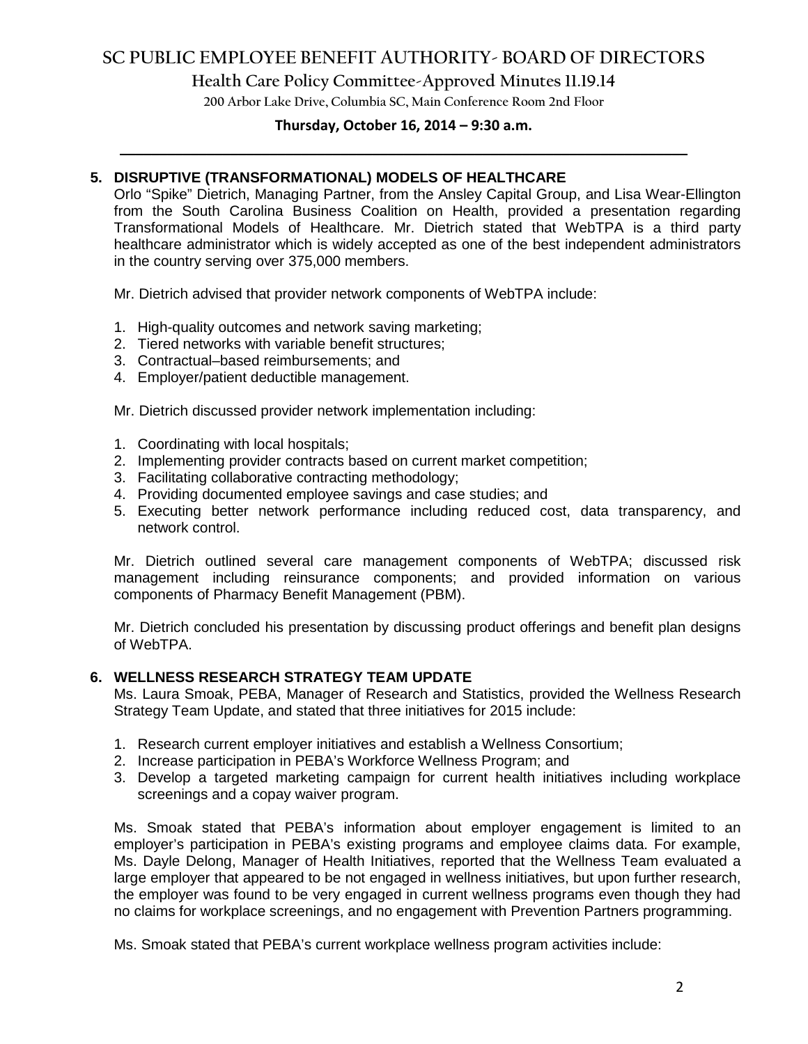## 5. DISRUPTIVE (TRANSFORMATIONAL) MODELS OF HEALTHCARE

Orlo "Spike" Dietrich, Managing Partner, from the Ansley Capital Group, and Lisa Wear-Ellington from the South Carolina Business Coalition on Health, provided a presentation regarding Transformational Models of Healthcare. Mr. Dietrich stated that WebTPA is a third party healthcare administrator which is widely accepted as one of the best independent administrators in the country serving over 375,000 members.

Mr. Dietrich advised that provider network components of WebTPA include:

1. High-quality outcomes and network saving marketing;
2. Tiered networks with variable benefit structures;
3. Contractual–based reimbursements; and
4. Employer/patient deductible management.

Mr. Dietrich discussed provider network implementation including:

1. Coordinating with local hospitals;
2. Implementing provider contracts based on current market competition;
3. Facilitating collaborative contracting methodology;
4. Providing documented employee savings and case studies; and
5. Executing better network performance including reduced cost, data transparency, and network control.

Mr. Dietrich outlined several care management components of WebTPA; discussed risk management including reinsurance components; and provided information on various components of Pharmacy Benefit Management (PBM).

Mr. Dietrich concluded his presentation by discussing product offerings and benefit plan designs of WebTPA.

## 6. WELLNESS RESEARCH STRATEGY TEAM UPDATE

Ms. Laura Smoak, PEBA, Manager of Research and Statistics, provided the Wellness Research Strategy Team Update, and stated that three initiatives for 2015 include:

1. Research current employer initiatives and establish a Wellness Consortium;
2. Increase participation in PEBA's Workforce Wellness Program; and
3. Develop a targeted marketing campaign for current health initiatives including workplace screenings and a copay waiver program.

Ms. Smoak stated that PEBA's information about employer engagement is limited to an employer's participation in PEBA's existing programs and employee claims data. For example, Ms. Dayle Delong, Manager of Health Initiatives, reported that the Wellness Team evaluated a large employer that appeared to be not engaged in wellness initiatives, but upon further research, the employer was found to be very engaged in current wellness programs even though they had no claims for workplace screenings, and no engagement with Prevention Partners programming.

Ms. Smoak stated that PEBA's current workplace wellness program activities include: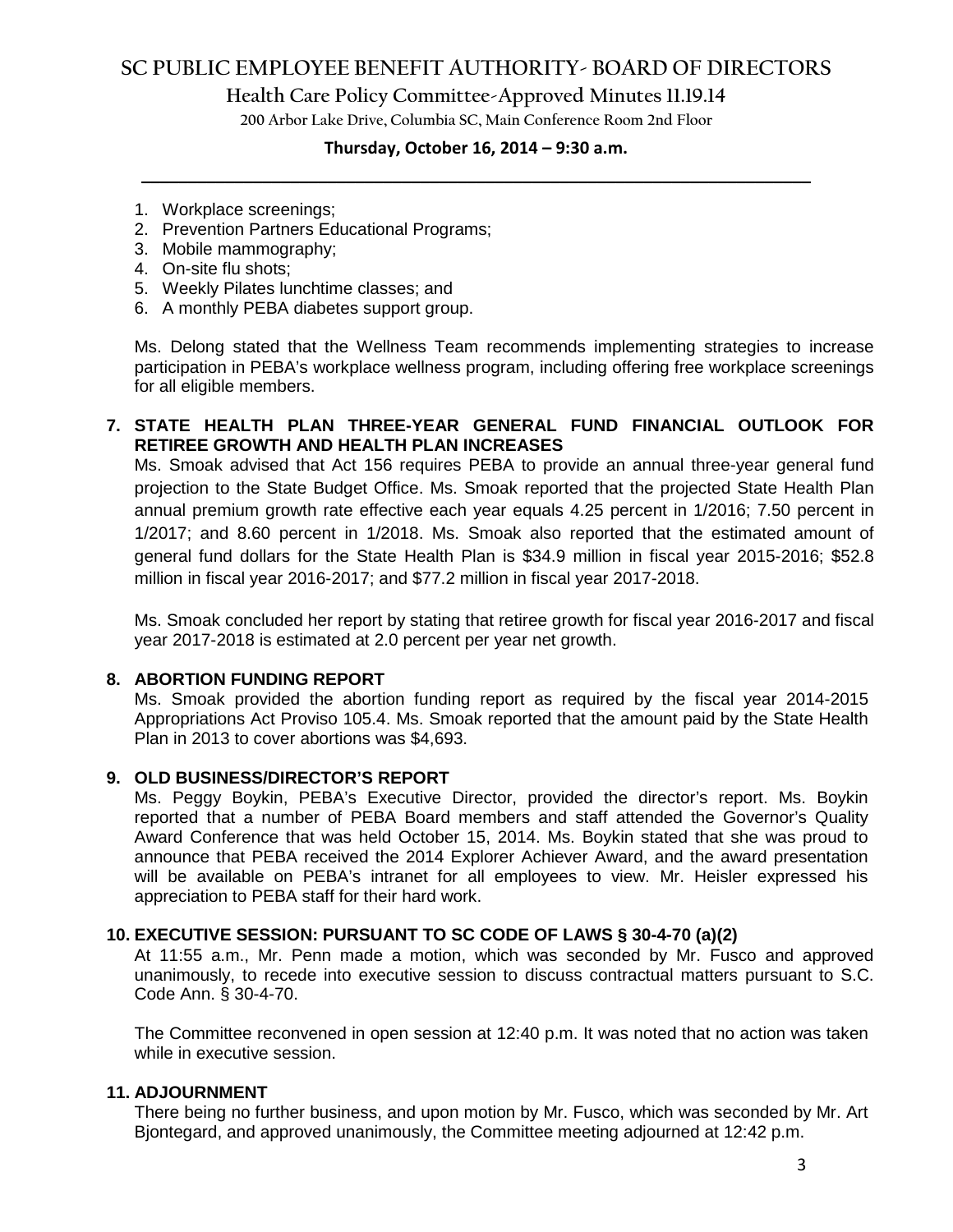1. Workplace screenings;
2. Prevention Partners Educational Programs;
3. Mobile mammography;
4. On-site flu shots;
5. Weekly Pilates lunchtime classes; and
6. A monthly PEBA diabetes support group.

Ms. Delong stated that the Wellness Team recommends implementing strategies to increase participation in PEBA's workplace wellness program, including offering free workplace screenings for all eligible members.

**7. STATE HEALTH PLAN THREE-YEAR GENERAL FUND FINANCIAL OUTLOOK FOR RETIREE GROWTH AND HEALTH PLAN INCREASES**

Ms. Smoak advised that Act 156 requires PEBA to provide an annual three-year general fund projection to the State Budget Office. Ms. Smoak reported that the projected State Health Plan annual premium growth rate effective each year equals 4.25 percent in 1/2016; 7.50 percent in 1/2017; and 8.60 percent in 1/2018. Ms. Smoak also reported that the estimated amount of general fund dollars for the State Health Plan is $34.9 million in fiscal year 2015-2016; $52.8 million in fiscal year 2016-2017; and $77.2 million in fiscal year 2017-2018.

Ms. Smoak concluded her report by stating that retiree growth for fiscal year 2016-2017 and fiscal year 2017-2018 is estimated at 2.0 percent per year net growth.

**8. ABORTION FUNDING REPORT**

Ms. Smoak provided the abortion funding report as required by the fiscal year 2014-2015 Appropriations Act Proviso 105.4. Ms. Smoak reported that the amount paid by the State Health Plan in 2013 to cover abortions was $4,693.

**9. OLD BUSINESS/DIRECTOR'S REPORT**

Ms. Peggy Boykin, PEBA's Executive Director, provided the director's report. Ms. Boykin reported that a number of PEBA Board members and staff attended the Governor's Quality Award Conference that was held October 15, 2014. Ms. Boykin stated that she was proud to announce that PEBA received the 2014 Explorer Achiever Award, and the award presentation will be available on PEBA's intranet for all employees to view. Mr. Heisler expressed his appreciation to PEBA staff for their hard work.

**10. EXECUTIVE SESSION: PURSUANT TO SC CODE OF LAWS § 30-4-70 (a)(2)**

At 11:55 a.m., Mr. Penn made a motion, which was seconded by Mr. Fusco and approved unanimously, to recede into executive session to discuss contractual matters pursuant to S.C. Code Ann. § 30-4-70.

The Committee reconvened in open session at 12:40 p.m. It was noted that no action was taken while in executive session.

**11. ADJOURNMENT**

There being no further business, and upon motion by Mr. Fusco, which was seconded by Mr. Art Bjontegard, and approved unanimously, the Committee meeting adjourned at 12:42 p.m.